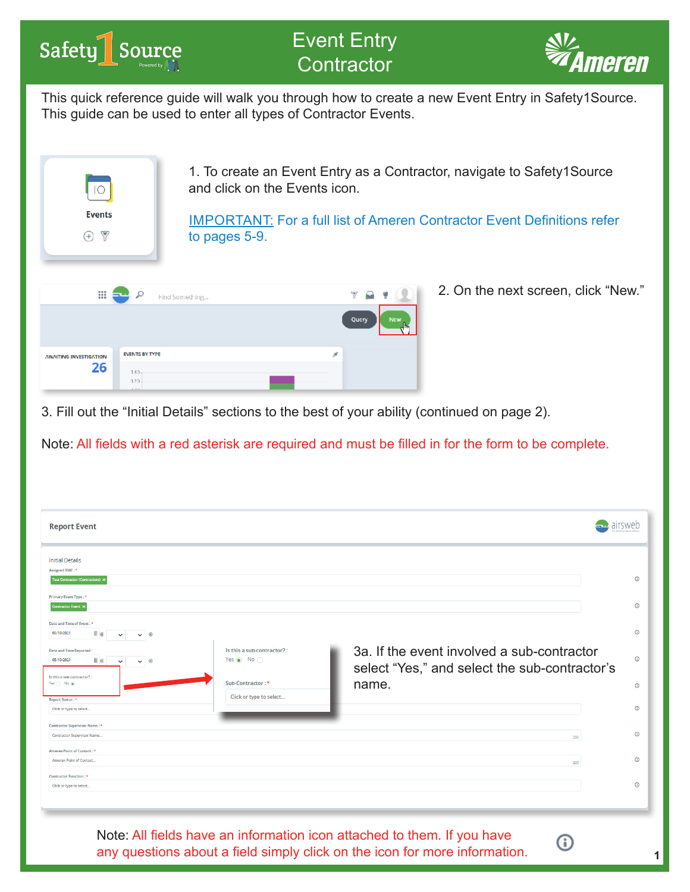# Event Entry Contractor

This quick reference guide will walk you through how to create a new Event Entry in Safety1Source. This guide can be used to enter all types of Contractor Events.

1. To create an Event Entry as a Contractor, navigate to Safety1Source and click on the Events icon.

IMPORTANT: For a full list of Ameren Contractor Event Definitions refer to pages 5-9.

2. On the next screen, click "New."

3. Fill out the "Initial Details" sections to the best of your ability (continued on page 2).

Note: All fields with a red asterisk are required and must be filled in for the form to be complete.

3a. If the event involved a sub-contractor select "Yes," and select the sub-contractor's name.

Note: All fields have an information icon attached to them. If you have any questions about a field simply click on the icon for more information.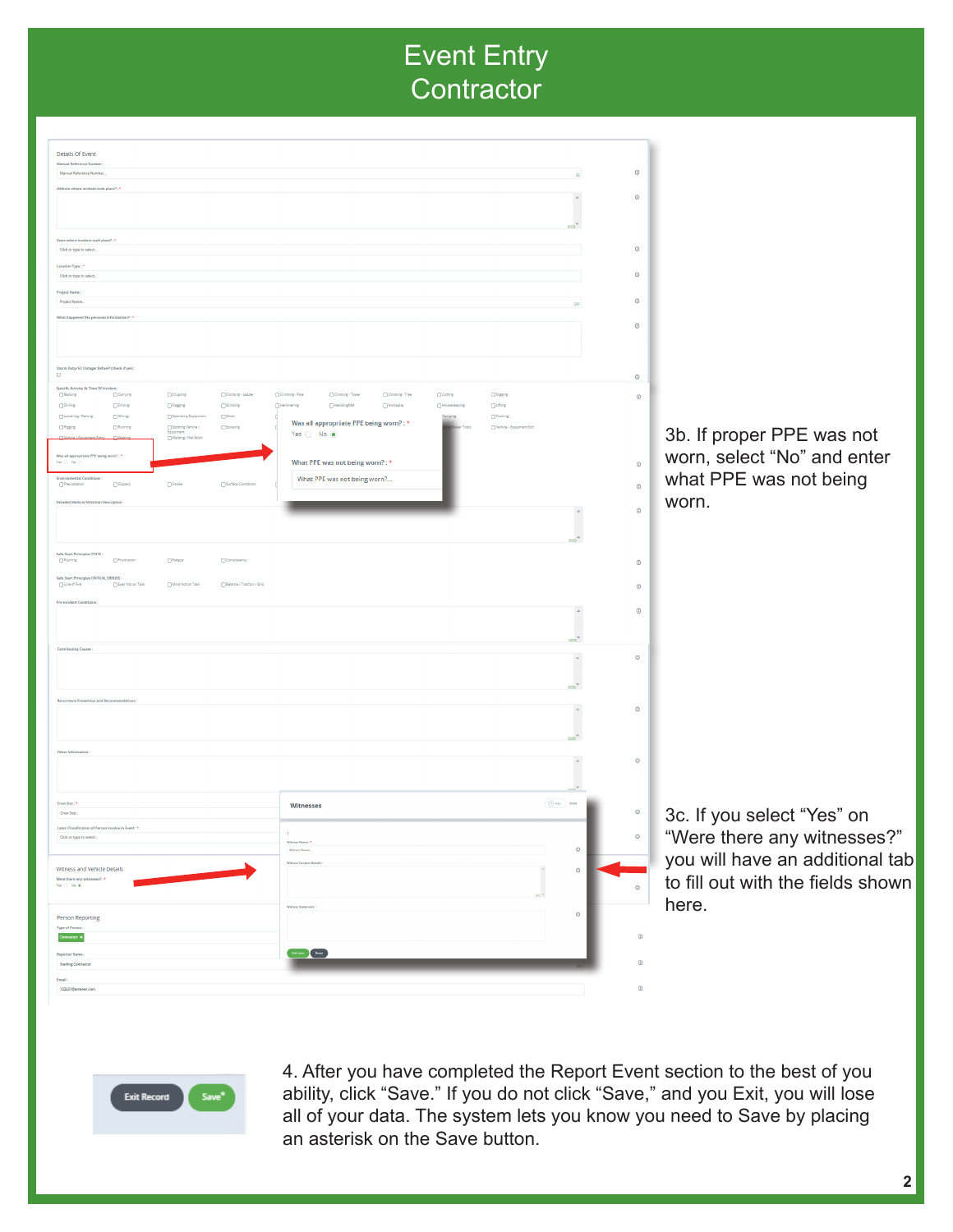# Event Entry Contractor

3b. If proper PPE was not worn, select "No" and enter what PPE was not being worn.

3c. If you select "Yes" on "Were there any witnesses?" you will have an additional tab to fill out with the fields shown here.

4. After you have completed the Report Event section to the best of you ability, click "Save." If you do not click "Save," and you Exit, you will lose all of your data. The system lets you know you need to Save by placing an asterisk on the Save button.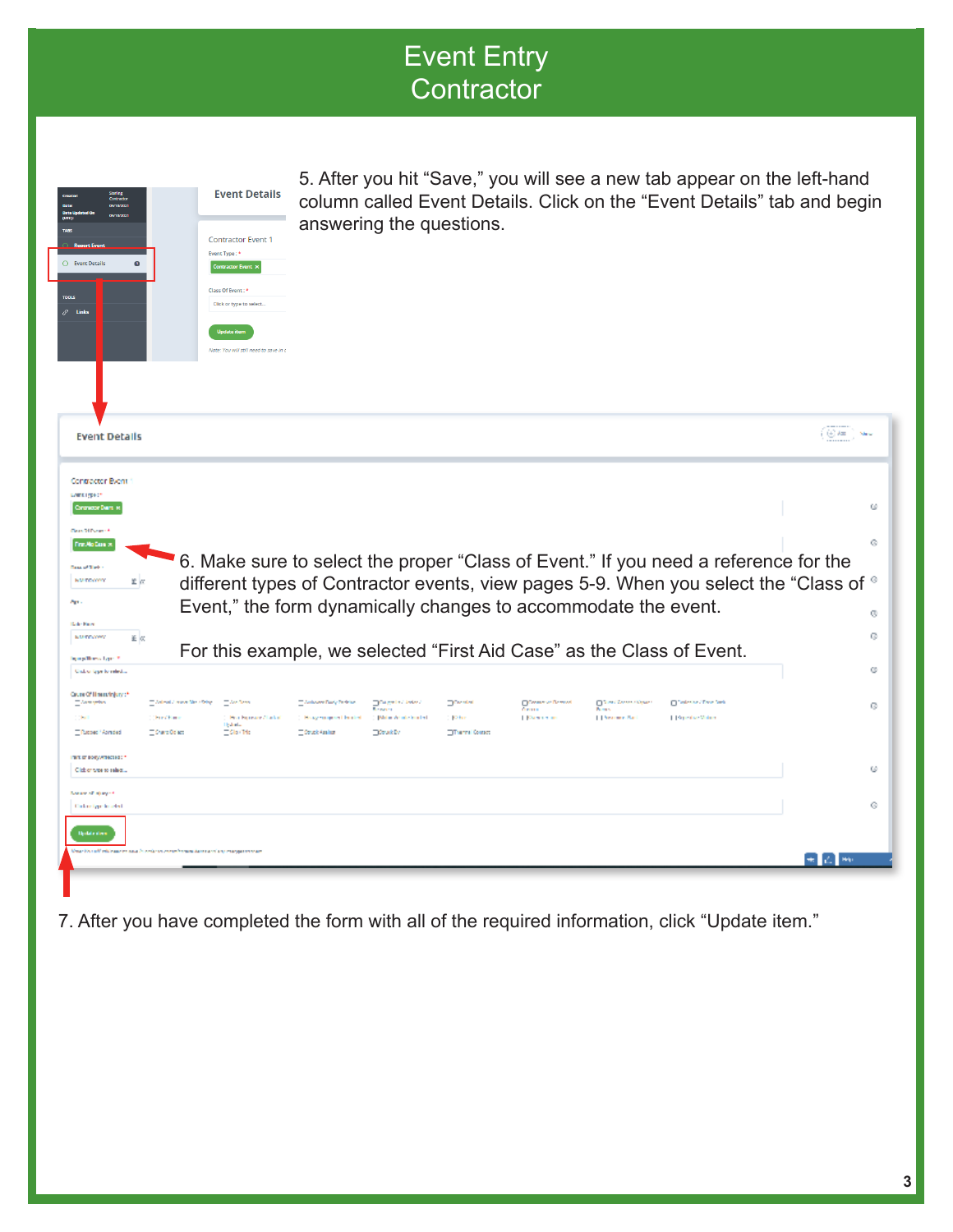# Event Entry
# Contractor

5. After you hit "Save," you will see a new tab appear on the left-hand column called Event Details. Click on the "Event Details" tab and begin answering the questions.

6. Make sure to select the proper "Class of Event." If you need a reference for the different types of Contractor events, view pages 5-9. When you select the "Class of Event," the form dynamically changes to accommodate the event.

For this example, we selected "First Aid Case" as the Class of Event.

7. After you have completed the form with all of the required information, click "Update item."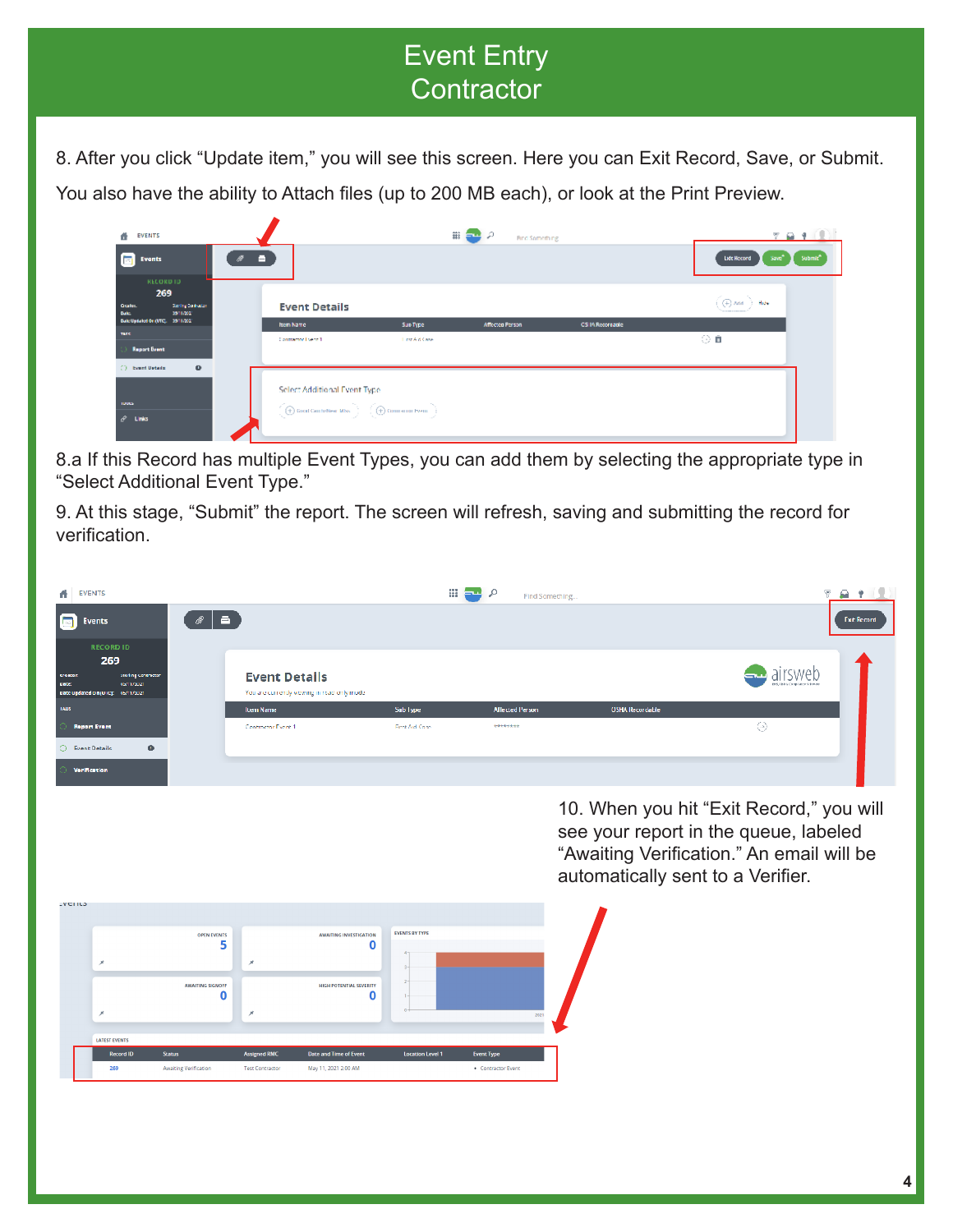# Event Entry
# Contractor

8. After you click "Update item," you will see this screen. Here you can Exit Record, Save, or Submit.

You also have the ability to Attach files (up to 200 MB each), or look at the Print Preview.

8.a If this Record has multiple Event Types, you can add them by selecting the appropriate type in "Select Additional Event Type."

9. At this stage, "Submit" the report. The screen will refresh, saving and submitting the record for verification.

10. When you hit "Exit Record," you will see your report in the queue, labeled "Awaiting Verification." An email will be automatically sent to a Verifier.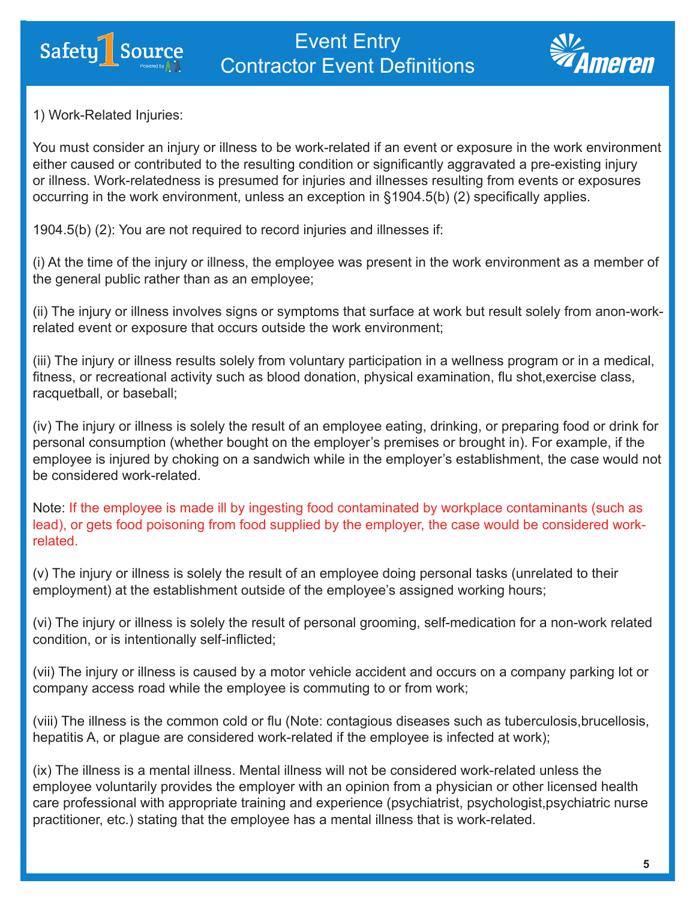1) Work-Related Injuries:

You must consider an injury or illness to be work-related if an event or exposure in the work environment either caused or contributed to the resulting condition or significantly aggravated a pre-existing injury or illness. Work-relatedness is presumed for injuries and illnesses resulting from events or exposures occurring in the work environment, unless an exception in §1904.5(b) (2) specifically applies.

1904.5(b) (2): You are not required to record injuries and illnesses if:

(i) At the time of the injury or illness, the employee was present in the work environment as a member of the general public rather than as an employee;

(ii) The injury or illness involves signs or symptoms that surface at work but result solely from anon-work-related event or exposure that occurs outside the work environment;

(iii) The injury or illness results solely from voluntary participation in a wellness program or in a medical, fitness, or recreational activity such as blood donation, physical examination, flu shot,exercise class, racquetball, or baseball;

(iv) The injury or illness is solely the result of an employee eating, drinking, or preparing food or drink for personal consumption (whether bought on the employer's premises or brought in). For example, if the employee is injured by choking on a sandwich while in the employer's establishment, the case would not be considered work-related.

Note: If the employee is made ill by ingesting food contaminated by workplace contaminants (such as lead), or gets food poisoning from food supplied by the employer, the case would be considered work-related.

(v) The injury or illness is solely the result of an employee doing personal tasks (unrelated to their employment) at the establishment outside of the employee's assigned working hours;

(vi) The injury or illness is solely the result of personal grooming, self-medication for a non-work related condition, or is intentionally self-inflicted;

(vii) The injury or illness is caused by a motor vehicle accident and occurs on a company parking lot or company access road while the employee is commuting to or from work;

(viii) The illness is the common cold or flu (Note: contagious diseases such as tuberculosis,brucellosis, hepatitis A, or plague are considered work-related if the employee is infected at work);

(ix) The illness is a mental illness. Mental illness will not be considered work-related unless the employee voluntarily provides the employer with an opinion from a physician or other licensed health care professional with appropriate training and experience (psychiatrist, psychologist,psychiatric nurse practitioner, etc.) stating that the employee has a mental illness that is work-related.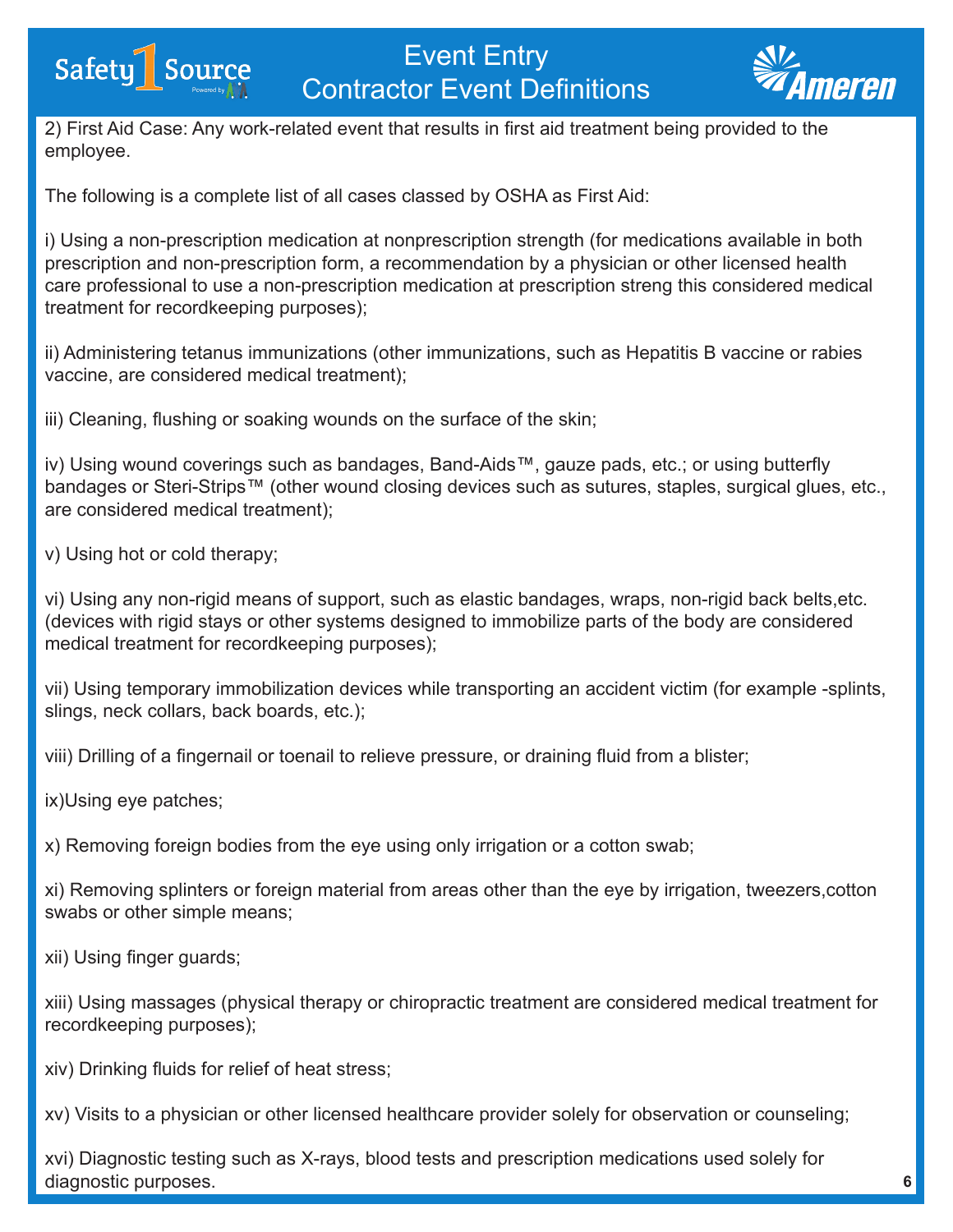2) First Aid Case: Any work-related event that results in first aid treatment being provided to the employee.

The following is a complete list of all cases classed by OSHA as First Aid:

i) Using a non-prescription medication at nonprescription strength (for medications available in both prescription and non-prescription form, a recommendation by a physician or other licensed health care professional to use a non-prescription medication at prescription streng this considered medical treatment for recordkeeping purposes);

ii) Administering tetanus immunizations (other immunizations, such as Hepatitis B vaccine or rabies vaccine, are considered medical treatment);

iii) Cleaning, flushing or soaking wounds on the surface of the skin;

iv) Using wound coverings such as bandages, Band-Aids™, gauze pads, etc.; or using butterfly bandages or Steri-Strips™ (other wound closing devices such as sutures, staples, surgical glues, etc., are considered medical treatment);

v) Using hot or cold therapy;

vi) Using any non-rigid means of support, such as elastic bandages, wraps, non-rigid back belts,etc. (devices with rigid stays or other systems designed to immobilize parts of the body are considered medical treatment for recordkeeping purposes);

vii) Using temporary immobilization devices while transporting an accident victim (for example -splints, slings, neck collars, back boards, etc.);

viii) Drilling of a fingernail or toenail to relieve pressure, or draining fluid from a blister;

ix)Using eye patches;

x) Removing foreign bodies from the eye using only irrigation or a cotton swab;

xi) Removing splinters or foreign material from areas other than the eye by irrigation, tweezers,cotton swabs or other simple means;

xii) Using finger guards;

xiii) Using massages (physical therapy or chiropractic treatment are considered medical treatment for recordkeeping purposes);

xiv) Drinking fluids for relief of heat stress;

xv) Visits to a physician or other licensed healthcare provider solely for observation or counseling;

xvi) Diagnostic testing such as X-rays, blood tests and prescription medications used solely for diagnostic purposes.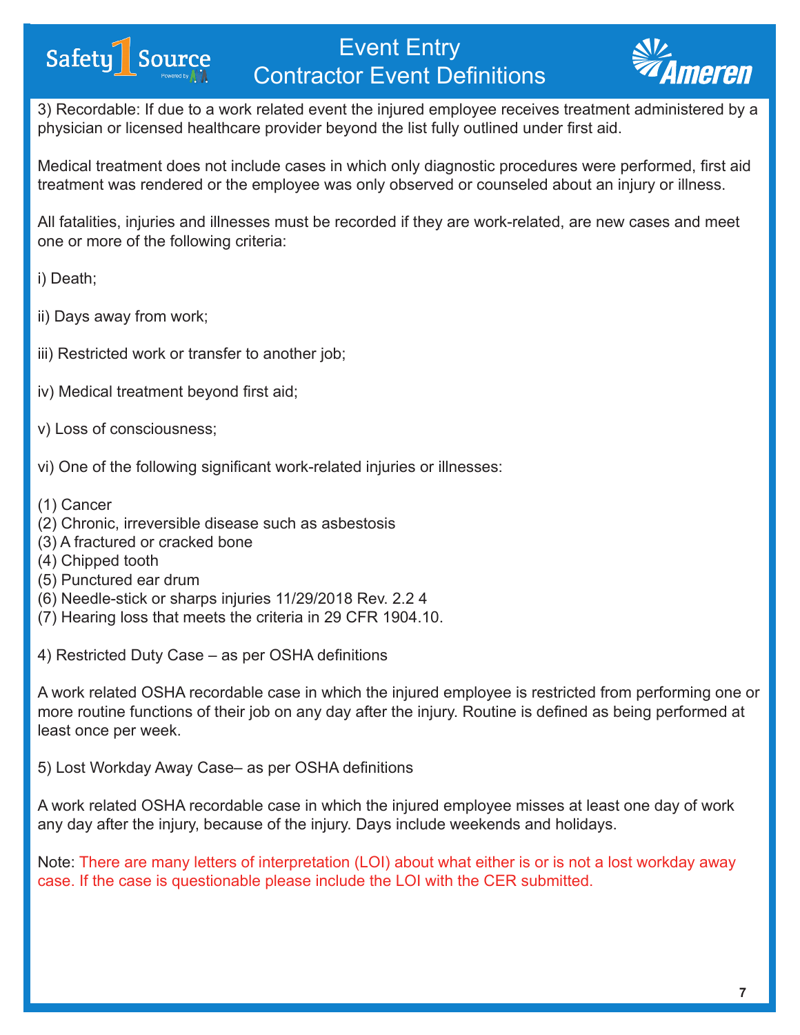3) Recordable: If due to a work related event the injured employee receives treatment administered by a physician or licensed healthcare provider beyond the list fully outlined under first aid.

Medical treatment does not include cases in which only diagnostic procedures were performed, first aid treatment was rendered or the employee was only observed or counseled about an injury or illness.

All fatalities, injuries and illnesses must be recorded if they are work-related, are new cases and meet one or more of the following criteria:

i) Death;

ii) Days away from work;

iii) Restricted work or transfer to another job;

iv) Medical treatment beyond first aid;

v) Loss of consciousness;

vi) One of the following significant work-related injuries or illnesses:

(1) Cancer
(2) Chronic, irreversible disease such as asbestosis
(3) A fractured or cracked bone
(4) Chipped tooth
(5) Punctured ear drum
(6) Needle-stick or sharps injuries 11/29/2018 Rev. 2.2 4
(7) Hearing loss that meets the criteria in 29 CFR 1904.10.

4) Restricted Duty Case – as per OSHA definitions

A work related OSHA recordable case in which the injured employee is restricted from performing one or more routine functions of their job on any day after the injury. Routine is defined as being performed at least once per week.

5) Lost Workday Away Case– as per OSHA definitions

A work related OSHA recordable case in which the injured employee misses at least one day of work any day after the injury, because of the injury. Days include weekends and holidays.

Note: There are many letters of interpretation (LOI) about what either is or is not a lost workday away case. If the case is questionable please include the LOI with the CER submitted.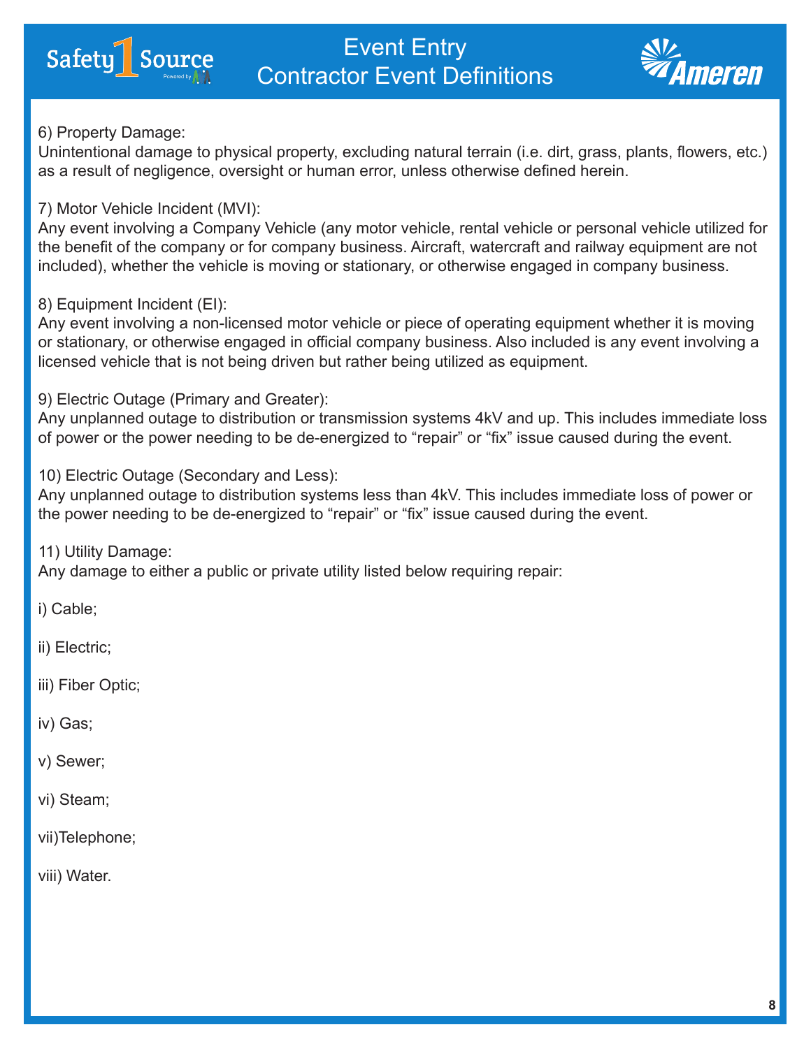# Event Entry
## Contractor Event Definitions

6) Property Damage:
Unintentional damage to physical property, excluding natural terrain (i.e. dirt, grass, plants, flowers, etc.) as a result of negligence, oversight or human error, unless otherwise defined herein.

7) Motor Vehicle Incident (MVI):
Any event involving a Company Vehicle (any motor vehicle, rental vehicle or personal vehicle utilized for the benefit of the company or for company business. Aircraft, watercraft and railway equipment are not included), whether the vehicle is moving or stationary, or otherwise engaged in company business.

8) Equipment Incident (EI):
Any event involving a non-licensed motor vehicle or piece of operating equipment whether it is moving or stationary, or otherwise engaged in official company business. Also included is any event involving a licensed vehicle that is not being driven but rather being utilized as equipment.

9) Electric Outage (Primary and Greater):
Any unplanned outage to distribution or transmission systems 4kV and up. This includes immediate loss of power or the power needing to be de-energized to "repair" or "fix" issue caused during the event.

10) Electric Outage (Secondary and Less):
Any unplanned outage to distribution systems less than 4kV. This includes immediate loss of power or the power needing to be de-energized to "repair" or "fix" issue caused during the event.

11) Utility Damage:
Any damage to either a public or private utility listed below requiring repair:

i) Cable;

ii) Electric;

iii) Fiber Optic;

iv) Gas;

v) Sewer;

vi) Steam;

vii)Telephone;

viii) Water.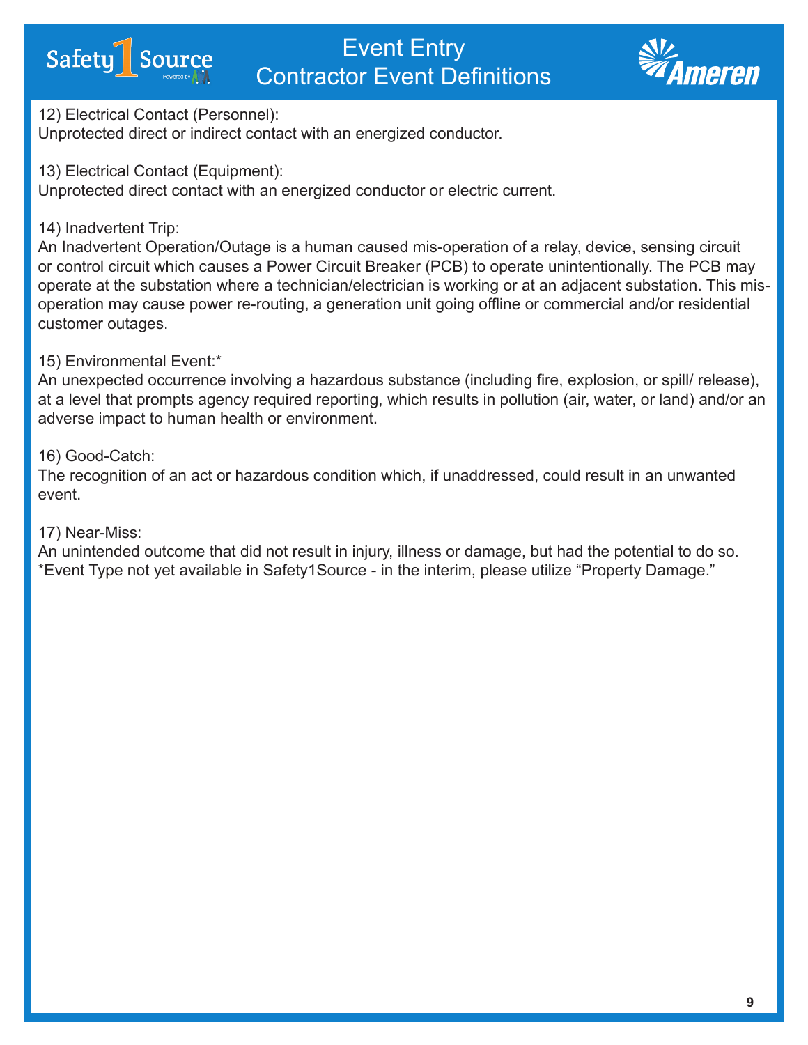# Event Entry
## Contractor Event Definitions

12) Electrical Contact (Personnel):
Unprotected direct or indirect contact with an energized conductor.

13) Electrical Contact (Equipment):
Unprotected direct contact with an energized conductor or electric current.

14) Inadvertent Trip:
An Inadvertent Operation/Outage is a human caused mis-operation of a relay, device, sensing circuit or control circuit which causes a Power Circuit Breaker (PCB) to operate unintentionally. The PCB may operate at the substation where a technician/electrician is working or at an adjacent substation. This mis-operation may cause power re-routing, a generation unit going offline or commercial and/or residential customer outages.

15) Environmental Event:*
An unexpected occurrence involving a hazardous substance (including fire, explosion, or spill/ release), at a level that prompts agency required reporting, which results in pollution (air, water, or land) and/or an adverse impact to human health or environment.

16) Good-Catch:
The recognition of an act or hazardous condition which, if unaddressed, could result in an unwanted event.

17) Near-Miss:
An unintended outcome that did not result in injury, illness or damage, but had the potential to do so.
*Event Type not yet available in Safety1Source - in the interim, please utilize “Property Damage.”